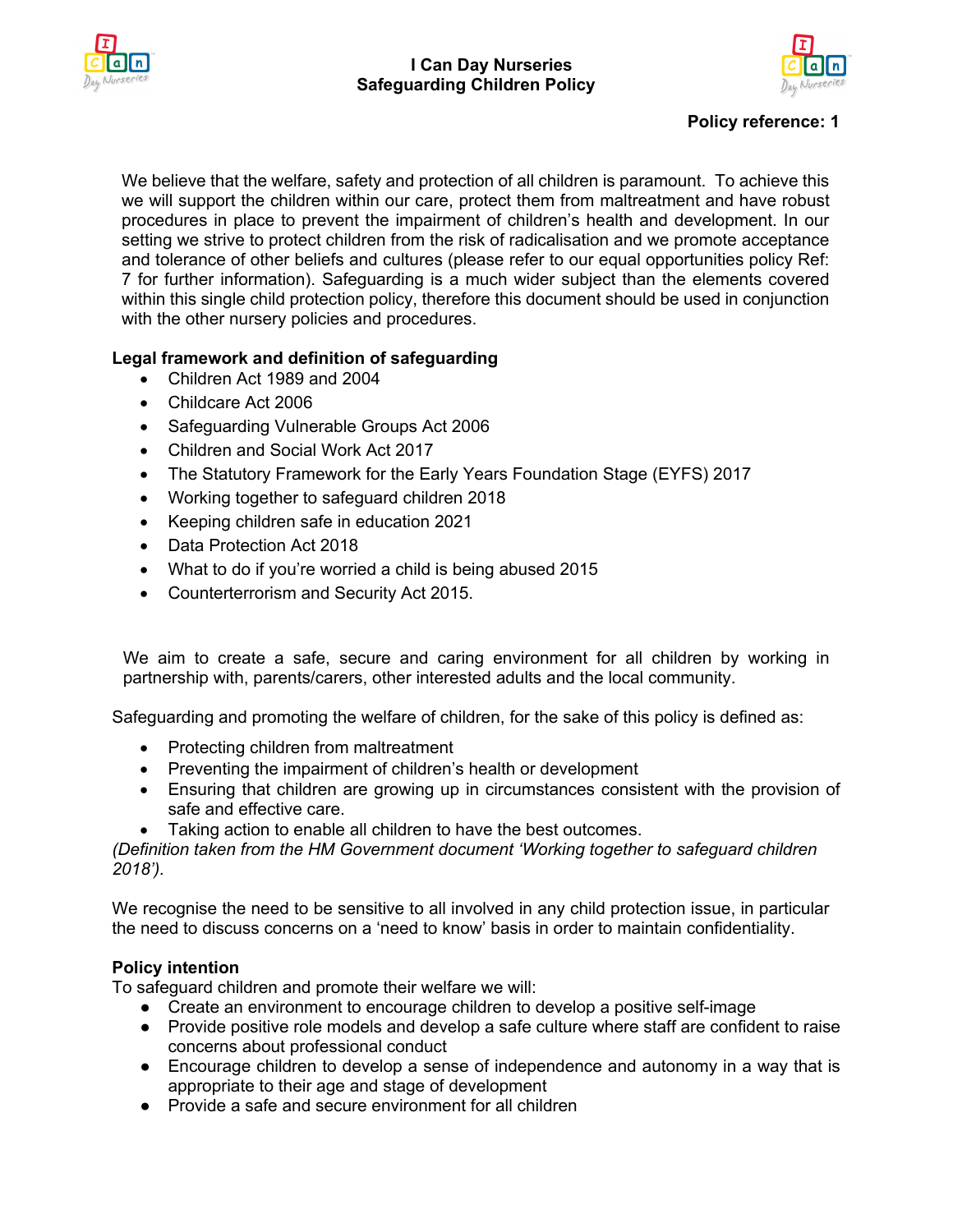# I Can Day Nurseries
# Safeguarding Children Policy

**Policy reference: 1**

We believe that the welfare, safety and protection of all children is paramount. To achieve this we will support the children within our care, protect them from maltreatment and have robust procedures in place to prevent the impairment of children's health and development. In our setting we strive to protect children from the risk of radicalisation and we promote acceptance and tolerance of other beliefs and cultures (please refer to our equal opportunities policy Ref: 7 for further information). Safeguarding is a much wider subject than the elements covered within this single child protection policy, therefore this document should be used in conjunction with the other nursery policies and procedures.

**Legal framework and definition of safeguarding**

- Children Act 1989 and 2004
- Childcare Act 2006
- Safeguarding Vulnerable Groups Act 2006
- Children and Social Work Act 2017
- The Statutory Framework for the Early Years Foundation Stage (EYFS) 2017
- Working together to safeguard children 2018
- Keeping children safe in education 2021
- Data Protection Act 2018
- What to do if you're worried a child is being abused 2015
- Counterterrorism and Security Act 2015.

We aim to create a safe, secure and caring environment for all children by working in partnership with, parents/carers, other interested adults and the local community.

Safeguarding and promoting the welfare of children, for the sake of this policy is defined as:

- Protecting children from maltreatment
- Preventing the impairment of children's health or development
- Ensuring that children are growing up in circumstances consistent with the provision of safe and effective care.
- Taking action to enable all children to have the best outcomes.

*(Definition taken from the HM Government document 'Working together to safeguard children 2018').*

We recognise the need to be sensitive to all involved in any child protection issue, in particular the need to discuss concerns on a 'need to know' basis in order to maintain confidentiality.

**Policy intention**

To safeguard children and promote their welfare we will:

- Create an environment to encourage children to develop a positive self-image
- Provide positive role models and develop a safe culture where staff are confident to raise concerns about professional conduct
- Encourage children to develop a sense of independence and autonomy in a way that is appropriate to their age and stage of development
- Provide a safe and secure environment for all children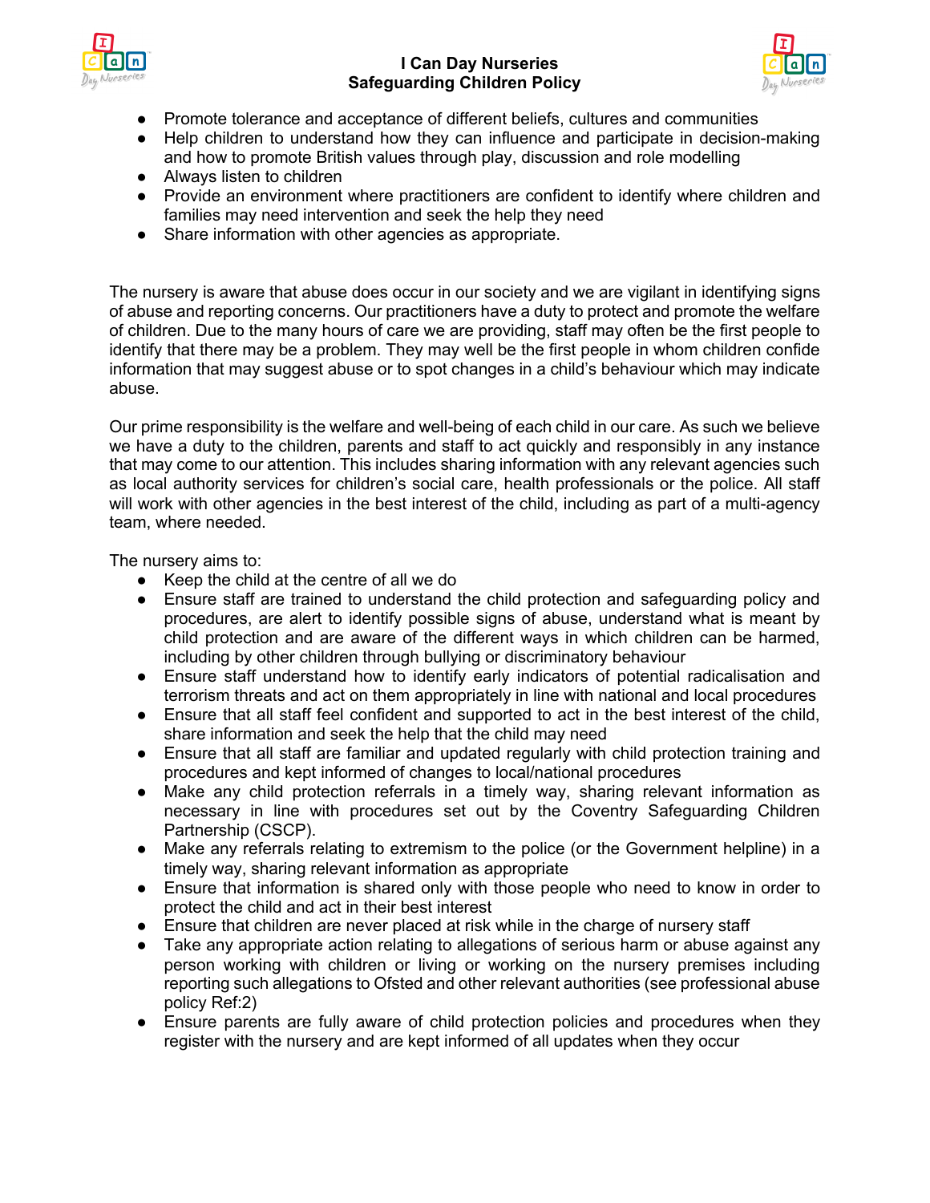- Promote tolerance and acceptance of different beliefs, cultures and communities
- Help children to understand how they can influence and participate in decision-making and how to promote British values through play, discussion and role modelling
- Always listen to children
- Provide an environment where practitioners are confident to identify where children and families may need intervention and seek the help they need
- Share information with other agencies as appropriate.

The nursery is aware that abuse does occur in our society and we are vigilant in identifying signs of abuse and reporting concerns. Our practitioners have a duty to protect and promote the welfare of children. Due to the many hours of care we are providing, staff may often be the first people to identify that there may be a problem. They may well be the first people in whom children confide information that may suggest abuse or to spot changes in a child's behaviour which may indicate abuse.

Our prime responsibility is the welfare and well-being of each child in our care. As such we believe we have a duty to the children, parents and staff to act quickly and responsibly in any instance that may come to our attention. This includes sharing information with any relevant agencies such as local authority services for children's social care, health professionals or the police. All staff will work with other agencies in the best interest of the child, including as part of a multi-agency team, where needed.

The nursery aims to:

- Keep the child at the centre of all we do
- Ensure staff are trained to understand the child protection and safeguarding policy and procedures, are alert to identify possible signs of abuse, understand what is meant by child protection and are aware of the different ways in which children can be harmed, including by other children through bullying or discriminatory behaviour
- Ensure staff understand how to identify early indicators of potential radicalisation and terrorism threats and act on them appropriately in line with national and local procedures
- Ensure that all staff feel confident and supported to act in the best interest of the child, share information and seek the help that the child may need
- Ensure that all staff are familiar and updated regularly with child protection training and procedures and kept informed of changes to local/national procedures
- Make any child protection referrals in a timely way, sharing relevant information as necessary in line with procedures set out by the Coventry Safeguarding Children Partnership (CSCP).
- Make any referrals relating to extremism to the police (or the Government helpline) in a timely way, sharing relevant information as appropriate
- Ensure that information is shared only with those people who need to know in order to protect the child and act in their best interest
- Ensure that children are never placed at risk while in the charge of nursery staff
- Take any appropriate action relating to allegations of serious harm or abuse against any person working with children or living or working on the nursery premises including reporting such allegations to Ofsted and other relevant authorities (see professional abuse policy Ref:2)
- Ensure parents are fully aware of child protection policies and procedures when they register with the nursery and are kept informed of all updates when they occur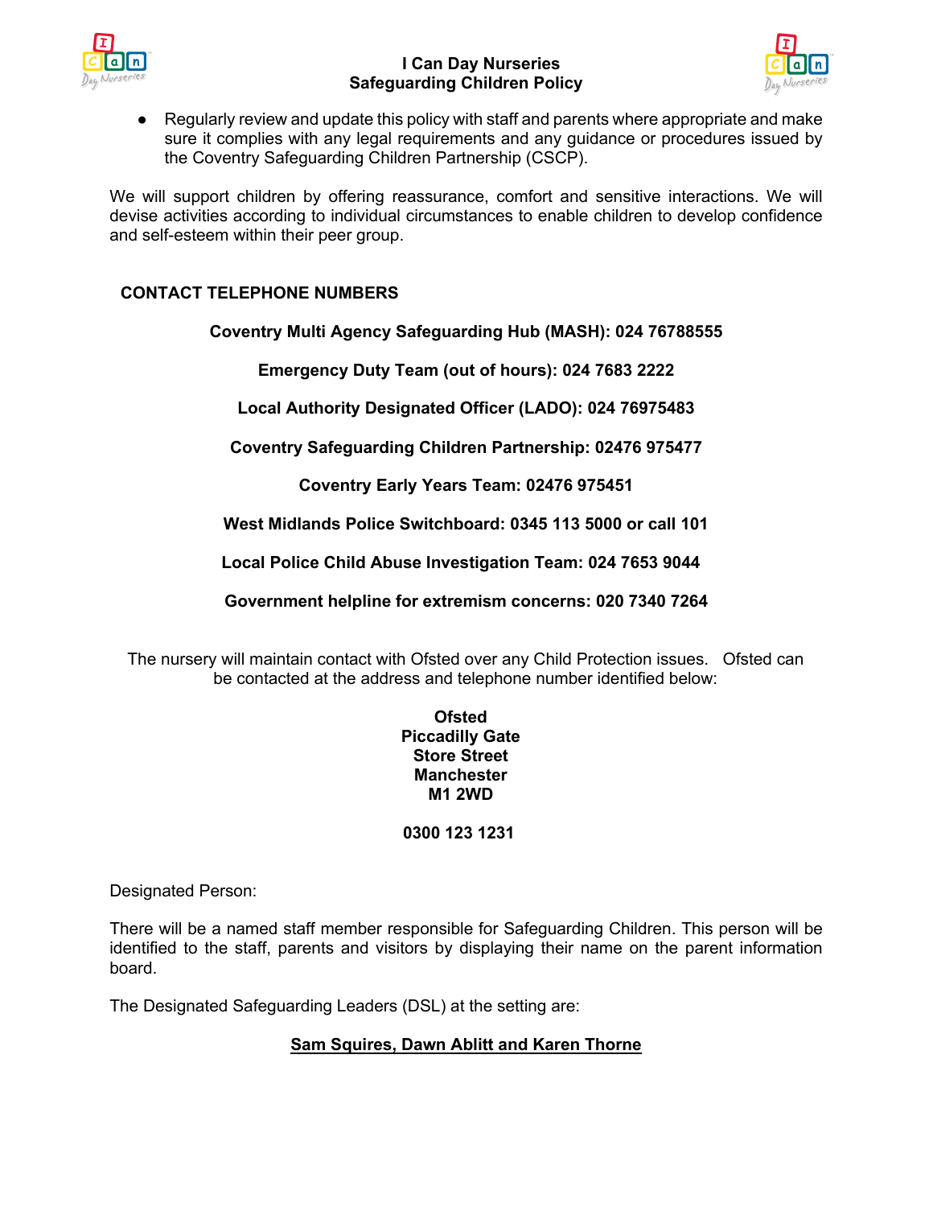- Regularly review and update this policy with staff and parents where appropriate and make sure it complies with any legal requirements and any guidance or procedures issued by the Coventry Safeguarding Children Partnership (CSCP).

We will support children by offering reassurance, comfort and sensitive interactions. We will devise activities according to individual circumstances to enable children to develop confidence and self-esteem within their peer group.

## CONTACT TELEPHONE NUMBERS

**Coventry Multi Agency Safeguarding Hub (MASH): 024 76788555**

**Emergency Duty Team (out of hours): 024 7683 2222**

**Local Authority Designated Officer (LADO): 024 76975483**

**Coventry Safeguarding Children Partnership: 02476 975477**

**Coventry Early Years Team: 02476 975451**

**West Midlands Police Switchboard: 0345 113 5000 or call 101**

**Local Police Child Abuse Investigation Team: 024 7653 9044**

**Government helpline for extremism concerns: 020 7340 7264**

The nursery will maintain contact with Ofsted over any Child Protection issues. Ofsted can be contacted at the address and telephone number identified below:

**Ofsted**
**Piccadilly Gate**
**Store Street**
**Manchester**
**M1 2WD**

**0300 123 1231**

Designated Person:

There will be a named staff member responsible for Safeguarding Children. This person will be identified to the staff, parents and visitors by displaying their name on the parent information board.

The Designated Safeguarding Leaders (DSL) at the setting are:

**Sam Squires, Dawn Ablitt and Karen Thorne**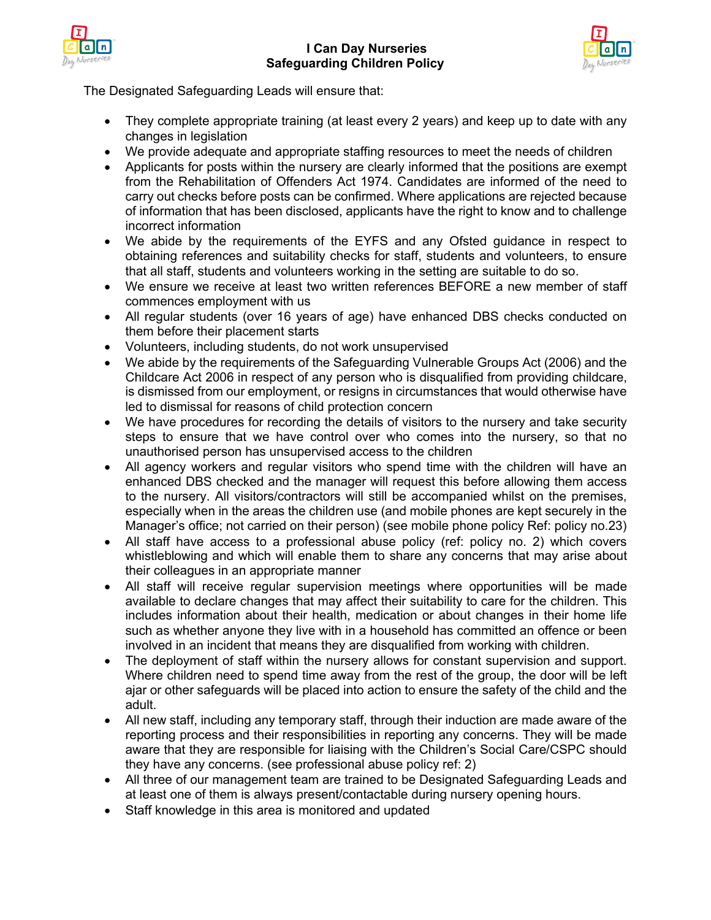The Designated Safeguarding Leads will ensure that:

- They complete appropriate training (at least every 2 years) and keep up to date with any changes in legislation
- We provide adequate and appropriate staffing resources to meet the needs of children
- Applicants for posts within the nursery are clearly informed that the positions are exempt from the Rehabilitation of Offenders Act 1974. Candidates are informed of the need to carry out checks before posts can be confirmed. Where applications are rejected because of information that has been disclosed, applicants have the right to know and to challenge incorrect information
- We abide by the requirements of the EYFS and any Ofsted guidance in respect to obtaining references and suitability checks for staff, students and volunteers, to ensure that all staff, students and volunteers working in the setting are suitable to do so.
- We ensure we receive at least two written references BEFORE a new member of staff commences employment with us
- All regular students (over 16 years of age) have enhanced DBS checks conducted on them before their placement starts
- Volunteers, including students, do not work unsupervised
- We abide by the requirements of the Safeguarding Vulnerable Groups Act (2006) and the Childcare Act 2006 in respect of any person who is disqualified from providing childcare, is dismissed from our employment, or resigns in circumstances that would otherwise have led to dismissal for reasons of child protection concern
- We have procedures for recording the details of visitors to the nursery and take security steps to ensure that we have control over who comes into the nursery, so that no unauthorised person has unsupervised access to the children
- All agency workers and regular visitors who spend time with the children will have an enhanced DBS checked and the manager will request this before allowing them access to the nursery. All visitors/contractors will still be accompanied whilst on the premises, especially when in the areas the children use (and mobile phones are kept securely in the Manager's office; not carried on their person) (see mobile phone policy Ref: policy no.23)
- All staff have access to a professional abuse policy (ref: policy no. 2) which covers whistleblowing and which will enable them to share any concerns that may arise about their colleagues in an appropriate manner
- All staff will receive regular supervision meetings where opportunities will be made available to declare changes that may affect their suitability to care for the children. This includes information about their health, medication or about changes in their home life such as whether anyone they live with in a household has committed an offence or been involved in an incident that means they are disqualified from working with children.
- The deployment of staff within the nursery allows for constant supervision and support. Where children need to spend time away from the rest of the group, the door will be left ajar or other safeguards will be placed into action to ensure the safety of the child and the adult.
- All new staff, including any temporary staff, through their induction are made aware of the reporting process and their responsibilities in reporting any concerns. They will be made aware that they are responsible for liaising with the Children's Social Care/CSPC should they have any concerns. (see professional abuse policy ref: 2)
- All three of our management team are trained to be Designated Safeguarding Leads and at least one of them is always present/contactable during nursery opening hours.
- Staff knowledge in this area is monitored and updated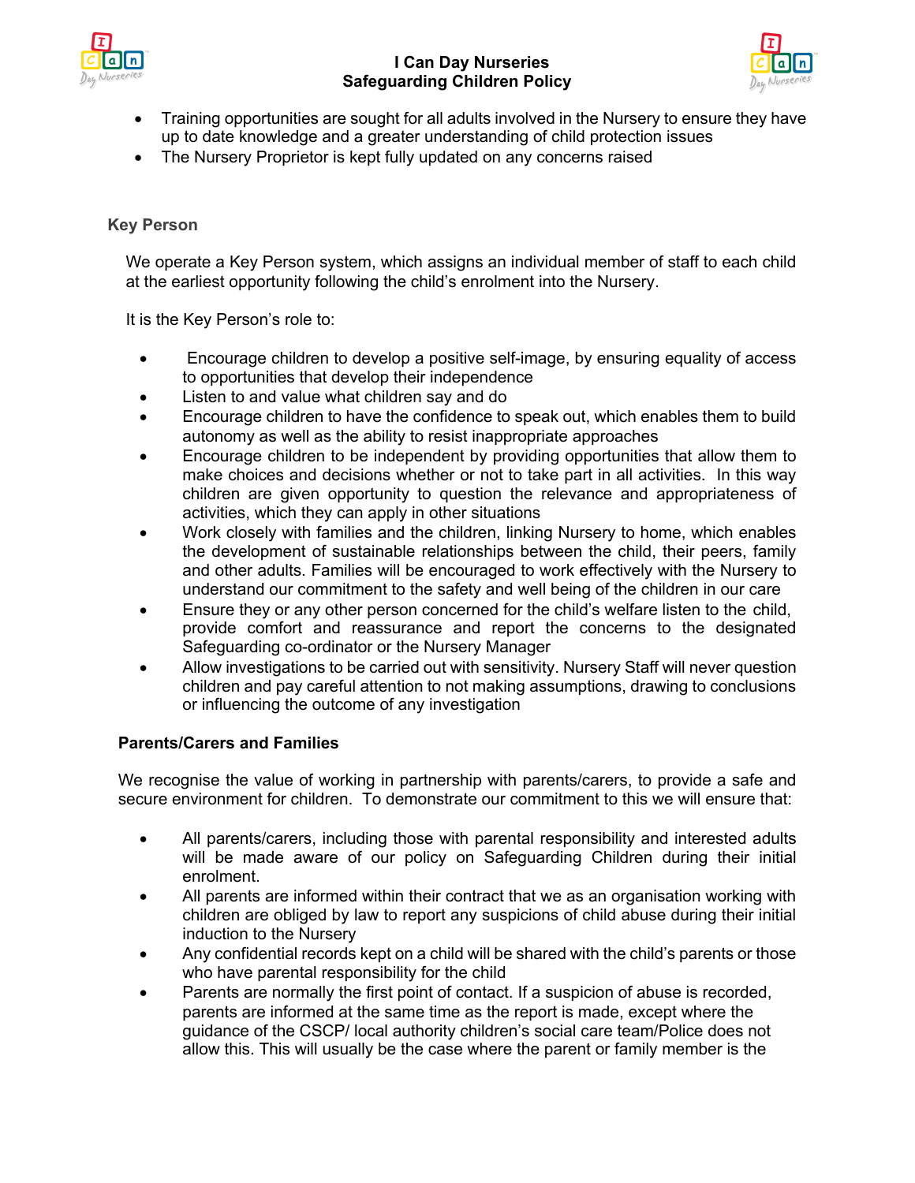- Training opportunities are sought for all adults involved in the Nursery to ensure they have up to date knowledge and a greater understanding of child protection issues
- The Nursery Proprietor is kept fully updated on any concerns raised

## Key Person

We operate a Key Person system, which assigns an individual member of staff to each child at the earliest opportunity following the child's enrolment into the Nursery.

It is the Key Person's role to:

- Encourage children to develop a positive self-image, by ensuring equality of access to opportunities that develop their independence
- Listen to and value what children say and do
- Encourage children to have the confidence to speak out, which enables them to build autonomy as well as the ability to resist inappropriate approaches
- Encourage children to be independent by providing opportunities that allow them to make choices and decisions whether or not to take part in all activities. In this way children are given opportunity to question the relevance and appropriateness of activities, which they can apply in other situations
- Work closely with families and the children, linking Nursery to home, which enables the development of sustainable relationships between the child, their peers, family and other adults. Families will be encouraged to work effectively with the Nursery to understand our commitment to the safety and well being of the children in our care
- Ensure they or any other person concerned for the child's welfare listen to the child, provide comfort and reassurance and report the concerns to the designated Safeguarding co-ordinator or the Nursery Manager
- Allow investigations to be carried out with sensitivity. Nursery Staff will never question children and pay careful attention to not making assumptions, drawing to conclusions or influencing the outcome of any investigation

## Parents/Carers and Families

We recognise the value of working in partnership with parents/carers, to provide a safe and secure environment for children. To demonstrate our commitment to this we will ensure that:

- All parents/carers, including those with parental responsibility and interested adults will be made aware of our policy on Safeguarding Children during their initial enrolment.
- All parents are informed within their contract that we as an organisation working with children are obliged by law to report any suspicions of child abuse during their initial induction to the Nursery
- Any confidential records kept on a child will be shared with the child's parents or those who have parental responsibility for the child
- Parents are normally the first point of contact. If a suspicion of abuse is recorded, parents are informed at the same time as the report is made, except where the guidance of the CSCP/ local authority children's social care team/Police does not allow this. This will usually be the case where the parent or family member is the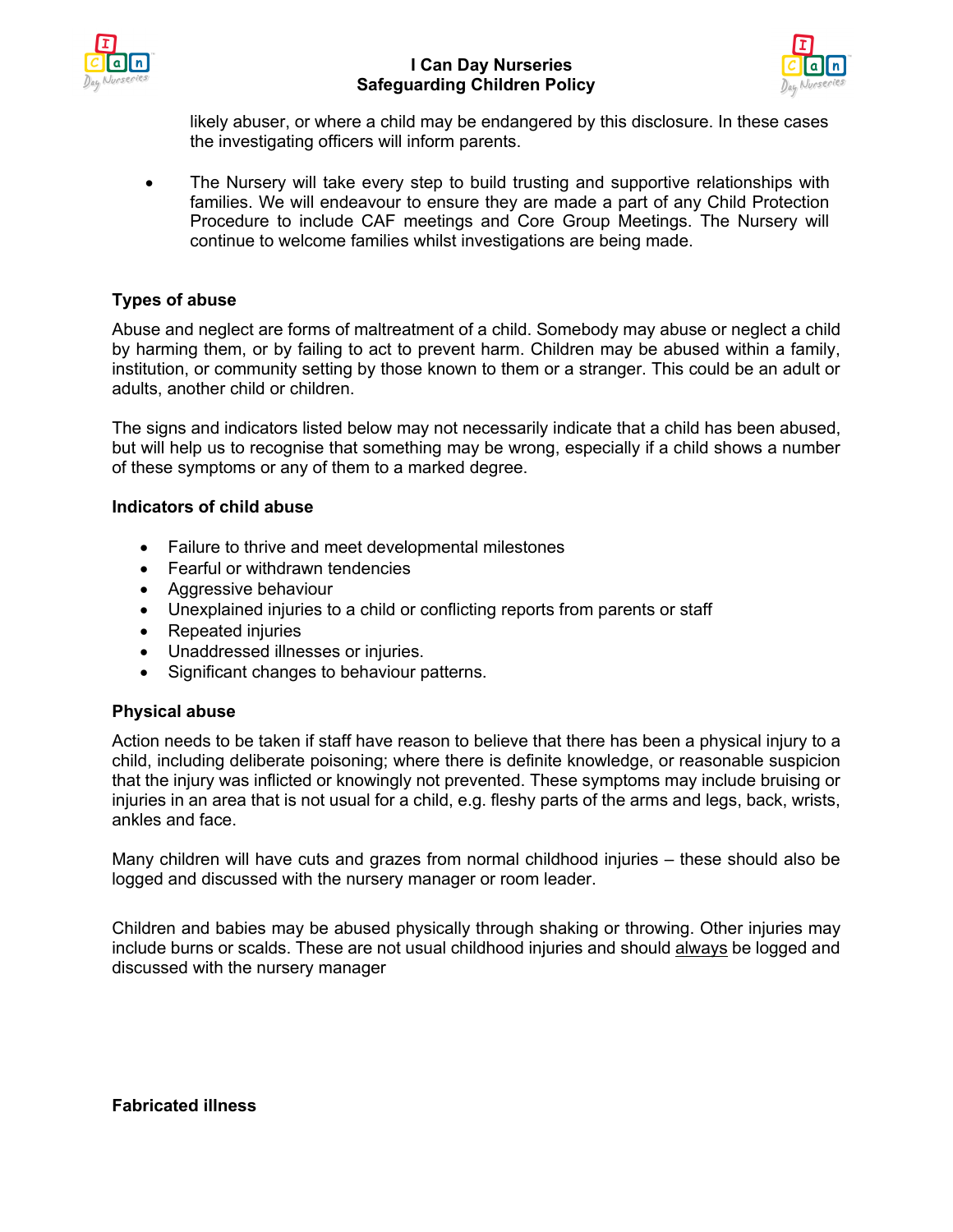likely abuser, or where a child may be endangered by this disclosure. In these cases the investigating officers will inform parents.

- The Nursery will take every step to build trusting and supportive relationships with families. We will endeavour to ensure they are made a part of any Child Protection Procedure to include CAF meetings and Core Group Meetings. The Nursery will continue to welcome families whilst investigations are being made.

**Types of abuse**

Abuse and neglect are forms of maltreatment of a child. Somebody may abuse or neglect a child by harming them, or by failing to act to prevent harm. Children may be abused within a family, institution, or community setting by those known to them or a stranger. This could be an adult or adults, another child or children.

The signs and indicators listed below may not necessarily indicate that a child has been abused, but will help us to recognise that something may be wrong, especially if a child shows a number of these symptoms or any of them to a marked degree.

**Indicators of child abuse**

- Failure to thrive and meet developmental milestones
- Fearful or withdrawn tendencies
- Aggressive behaviour
- Unexplained injuries to a child or conflicting reports from parents or staff
- Repeated injuries
- Unaddressed illnesses or injuries.
- Significant changes to behaviour patterns.

**Physical abuse**

Action needs to be taken if staff have reason to believe that there has been a physical injury to a child, including deliberate poisoning; where there is definite knowledge, or reasonable suspicion that the injury was inflicted or knowingly not prevented. These symptoms may include bruising or injuries in an area that is not usual for a child, e.g. fleshy parts of the arms and legs, back, wrists, ankles and face.

Many children will have cuts and grazes from normal childhood injuries – these should also be logged and discussed with the nursery manager or room leader.

Children and babies may be abused physically through shaking or throwing. Other injuries may include burns or scalds. These are not usual childhood injuries and should always be logged and discussed with the nursery manager

**Fabricated illness**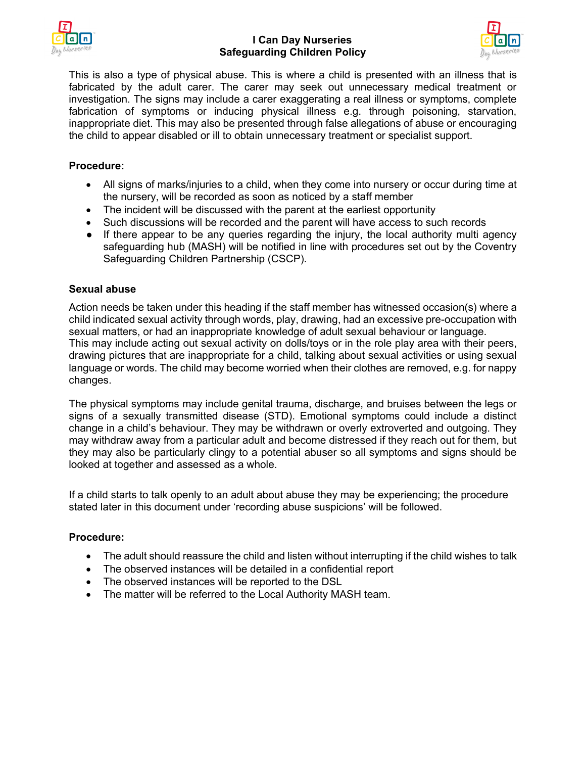This is also a type of physical abuse. This is where a child is presented with an illness that is fabricated by the adult carer. The carer may seek out unnecessary medical treatment or investigation. The signs may include a carer exaggerating a real illness or symptoms, complete fabrication of symptoms or inducing physical illness e.g. through poisoning, starvation, inappropriate diet. This may also be presented through false allegations of abuse or encouraging the child to appear disabled or ill to obtain unnecessary treatment or specialist support.

**Procedure:**

- All signs of marks/injuries to a child, when they come into nursery or occur during time at the nursery, will be recorded as soon as noticed by a staff member
- The incident will be discussed with the parent at the earliest opportunity
- Such discussions will be recorded and the parent will have access to such records
- If there appear to be any queries regarding the injury, the local authority multi agency safeguarding hub (MASH) will be notified in line with procedures set out by the Coventry Safeguarding Children Partnership (CSCP).

**Sexual abuse**

Action needs be taken under this heading if the staff member has witnessed occasion(s) where a child indicated sexual activity through words, play, drawing, had an excessive pre-occupation with sexual matters, or had an inappropriate knowledge of adult sexual behaviour or language.
This may include acting out sexual activity on dolls/toys or in the role play area with their peers, drawing pictures that are inappropriate for a child, talking about sexual activities or using sexual language or words. The child may become worried when their clothes are removed, e.g. for nappy changes.

The physical symptoms may include genital trauma, discharge, and bruises between the legs or signs of a sexually transmitted disease (STD). Emotional symptoms could include a distinct change in a child's behaviour. They may be withdrawn or overly extroverted and outgoing. They may withdraw away from a particular adult and become distressed if they reach out for them, but they may also be particularly clingy to a potential abuser so all symptoms and signs should be looked at together and assessed as a whole.

If a child starts to talk openly to an adult about abuse they may be experiencing; the procedure stated later in this document under 'recording abuse suspicions' will be followed.

**Procedure:**

- The adult should reassure the child and listen without interrupting if the child wishes to talk
- The observed instances will be detailed in a confidential report
- The observed instances will be reported to the DSL
- The matter will be referred to the Local Authority MASH team.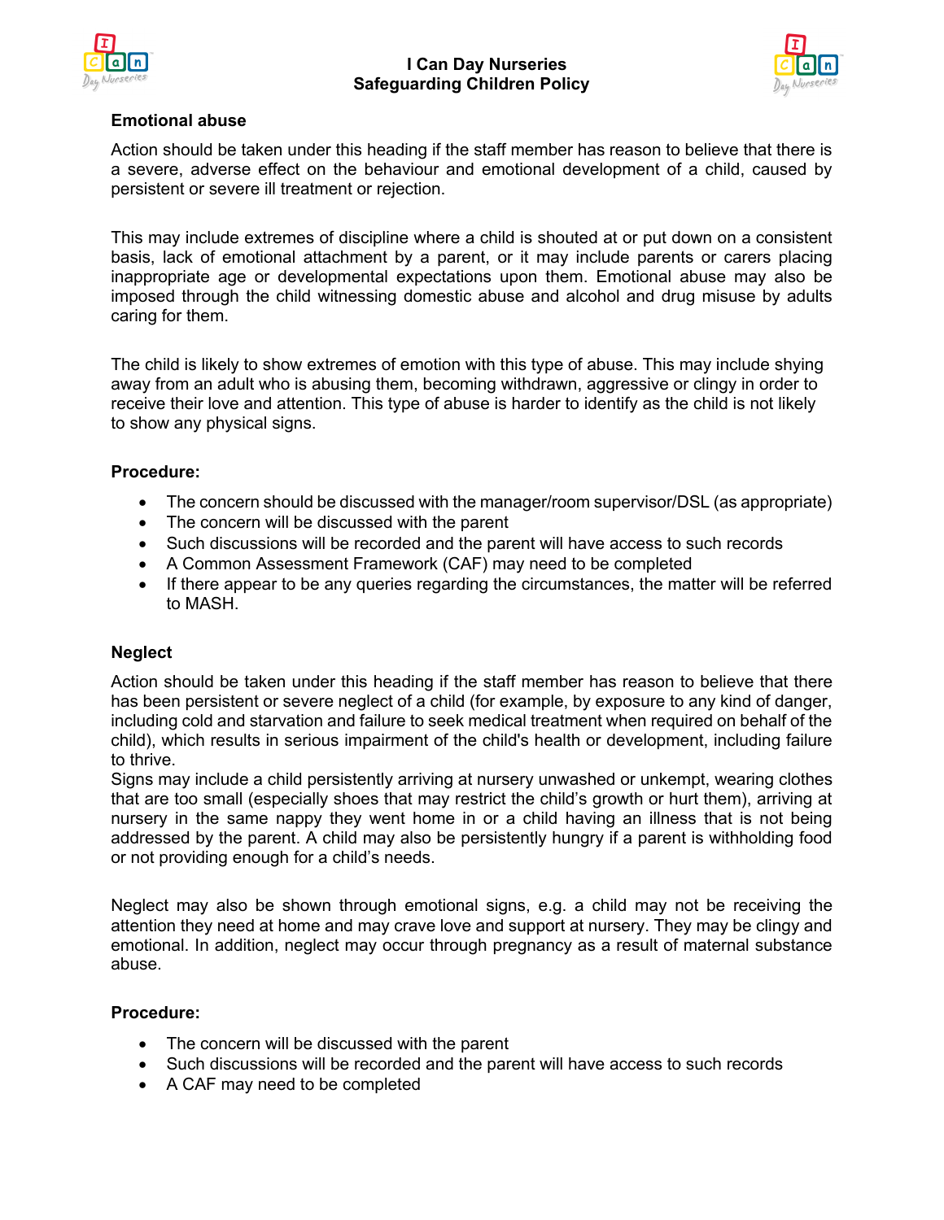### Emotional abuse

Action should be taken under this heading if the staff member has reason to believe that there is a severe, adverse effect on the behaviour and emotional development of a child, caused by persistent or severe ill treatment or rejection.

This may include extremes of discipline where a child is shouted at or put down on a consistent basis, lack of emotional attachment by a parent, or it may include parents or carers placing inappropriate age or developmental expectations upon them. Emotional abuse may also be imposed through the child witnessing domestic abuse and alcohol and drug misuse by adults caring for them.

The child is likely to show extremes of emotion with this type of abuse. This may include shying away from an adult who is abusing them, becoming withdrawn, aggressive or clingy in order to receive their love and attention. This type of abuse is harder to identify as the child is not likely to show any physical signs.

**Procedure:**

- The concern should be discussed with the manager/room supervisor/DSL (as appropriate)
- The concern will be discussed with the parent
- Such discussions will be recorded and the parent will have access to such records
- A Common Assessment Framework (CAF) may need to be completed
- If there appear to be any queries regarding the circumstances, the matter will be referred to MASH.

### Neglect

Action should be taken under this heading if the staff member has reason to believe that there has been persistent or severe neglect of a child (for example, by exposure to any kind of danger, including cold and starvation and failure to seek medical treatment when required on behalf of the child), which results in serious impairment of the child's health or development, including failure to thrive.

Signs may include a child persistently arriving at nursery unwashed or unkempt, wearing clothes that are too small (especially shoes that may restrict the child's growth or hurt them), arriving at nursery in the same nappy they went home in or a child having an illness that is not being addressed by the parent. A child may also be persistently hungry if a parent is withholding food or not providing enough for a child's needs.

Neglect may also be shown through emotional signs, e.g. a child may not be receiving the attention they need at home and may crave love and support at nursery. They may be clingy and emotional. In addition, neglect may occur through pregnancy as a result of maternal substance abuse.

**Procedure:**

- The concern will be discussed with the parent
- Such discussions will be recorded and the parent will have access to such records
- A CAF may need to be completed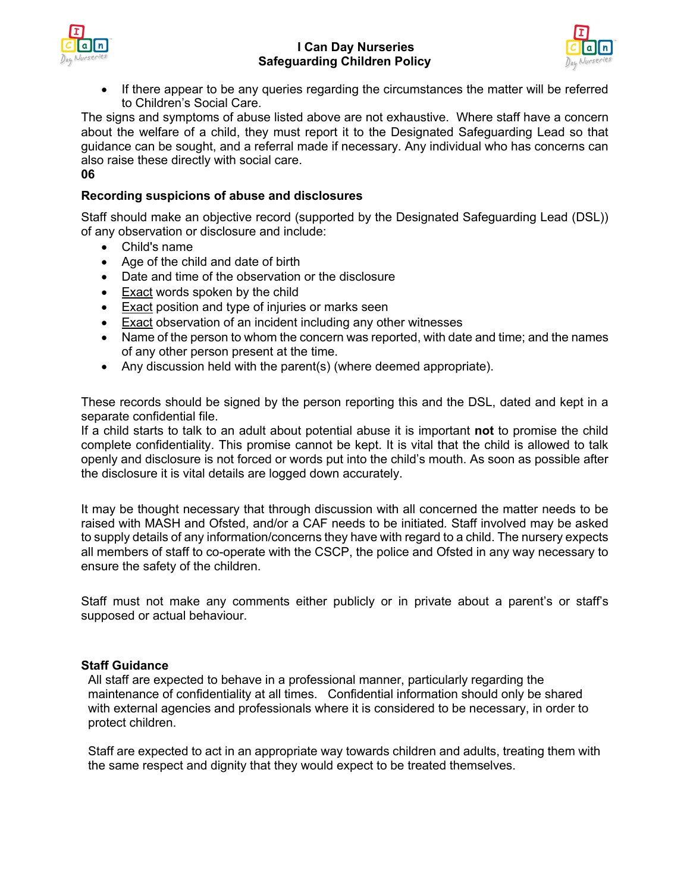- If there appear to be any queries regarding the circumstances the matter will be referred to Children's Social Care.

The signs and symptoms of abuse listed above are not exhaustive. Where staff have a concern about the welfare of a child, they must report it to the Designated Safeguarding Lead so that guidance can be sought, and a referral made if necessary. Any individual who has concerns can also raise these directly with social care.

**06**

**Recording suspicions of abuse and disclosures**

Staff should make an objective record (supported by the Designated Safeguarding Lead (DSL)) of any observation or disclosure and include:

- Child's name
- Age of the child and date of birth
- Date and time of the observation or the disclosure
- <u>Exact</u> words spoken by the child
- <u>Exact</u> position and type of injuries or marks seen
- <u>Exact</u> observation of an incident including any other witnesses
- Name of the person to whom the concern was reported, with date and time; and the names of any other person present at the time.
- Any discussion held with the parent(s) (where deemed appropriate).

These records should be signed by the person reporting this and the DSL, dated and kept in a separate confidential file.

If a child starts to talk to an adult about potential abuse it is important **not** to promise the child complete confidentiality. This promise cannot be kept. It is vital that the child is allowed to talk openly and disclosure is not forced or words put into the child's mouth. As soon as possible after the disclosure it is vital details are logged down accurately.

It may be thought necessary that through discussion with all concerned the matter needs to be raised with MASH and Ofsted, and/or a CAF needs to be initiated. Staff involved may be asked to supply details of any information/concerns they have with regard to a child. The nursery expects all members of staff to co-operate with the CSCP, the police and Ofsted in any way necessary to ensure the safety of the children.

Staff must not make any comments either publicly or in private about a parent's or staff's supposed or actual behaviour.

**Staff Guidance**

All staff are expected to behave in a professional manner, particularly regarding the maintenance of confidentiality at all times. Confidential information should only be shared with external agencies and professionals where it is considered to be necessary, in order to protect children.

Staff are expected to act in an appropriate way towards children and adults, treating them with the same respect and dignity that they would expect to be treated themselves.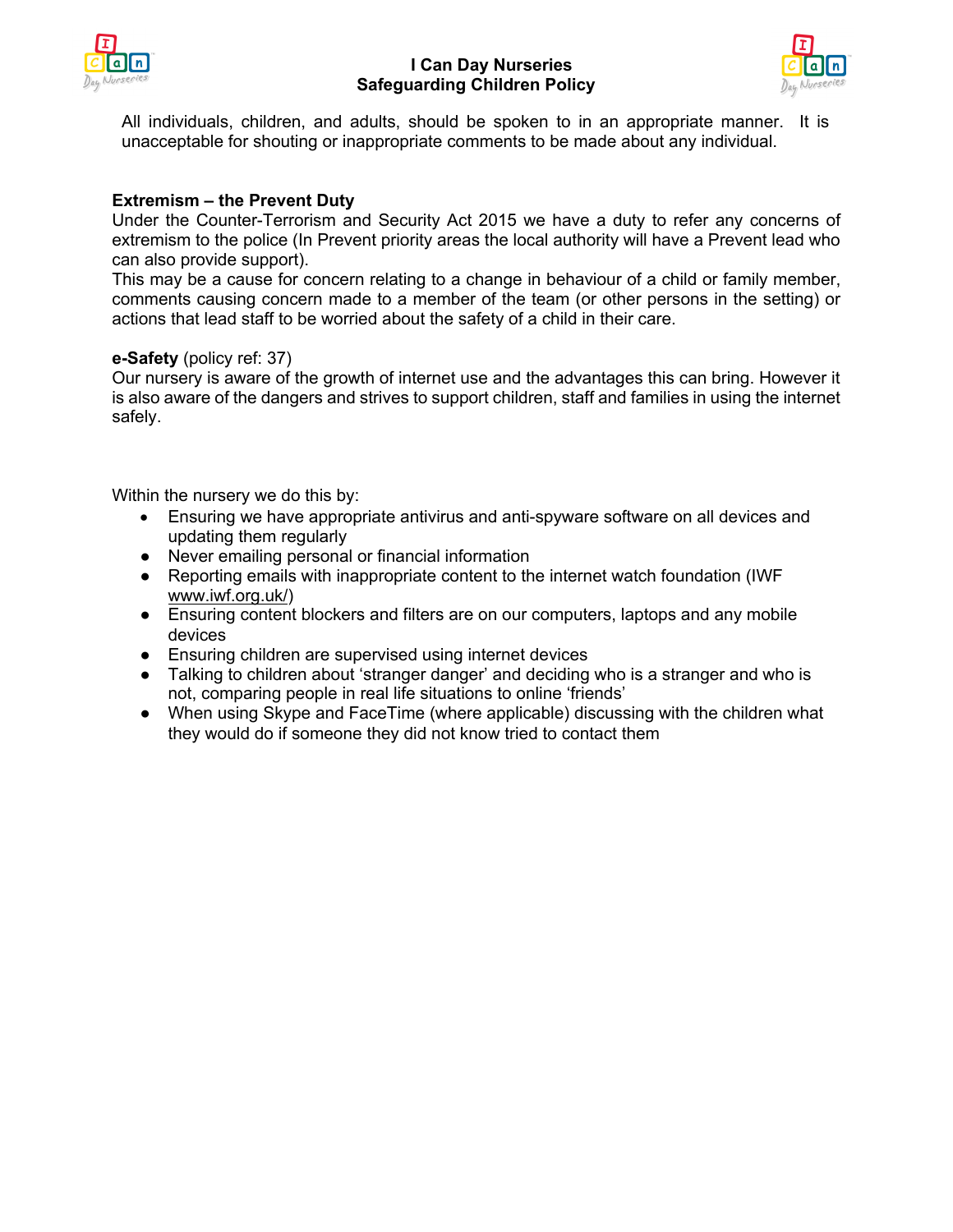All individuals, children, and adults, should be spoken to in an appropriate manner. It is unacceptable for shouting or inappropriate comments to be made about any individual.

**Extremism – the Prevent Duty**

Under the Counter-Terrorism and Security Act 2015 we have a duty to refer any concerns of extremism to the police (In Prevent priority areas the local authority will have a Prevent lead who can also provide support).

This may be a cause for concern relating to a change in behaviour of a child or family member, comments causing concern made to a member of the team (or other persons in the setting) or actions that lead staff to be worried about the safety of a child in their care.

**e-Safety** (policy ref: 37)

Our nursery is aware of the growth of internet use and the advantages this can bring. However it is also aware of the dangers and strives to support children, staff and families in using the internet safely.

Within the nursery we do this by:

- Ensuring we have appropriate antivirus and anti-spyware software on all devices and updating them regularly
- Never emailing personal or financial information
- Reporting emails with inappropriate content to the internet watch foundation (IWF www.iwf.org.uk/)
- Ensuring content blockers and filters are on our computers, laptops and any mobile devices
- Ensuring children are supervised using internet devices
- Talking to children about 'stranger danger' and deciding who is a stranger and who is not, comparing people in real life situations to online 'friends'
- When using Skype and FaceTime (where applicable) discussing with the children what they would do if someone they did not know tried to contact them